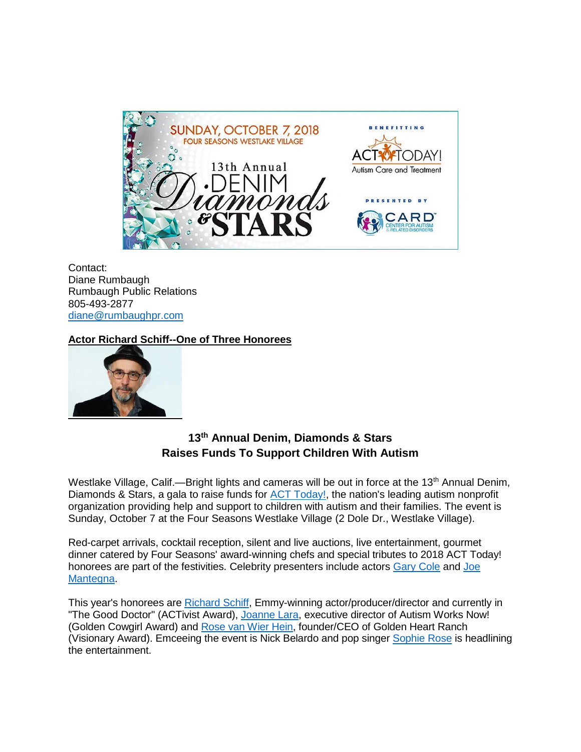Contact:
Diane Rumbaugh
Rumbaugh Public Relations
805-493-2877
diane@rumbaughpr.com

**Actor Richard Schiff--One of Three Honorees**

## 13th Annual Denim, Diamonds & Stars
## Raises Funds To Support Children With Autism

Westlake Village, Calif.—Bright lights and cameras will be out in force at the 13th Annual Denim, Diamonds & Stars, a gala to raise funds for ACT Today!, the nation's leading autism nonprofit organization providing help and support to children with autism and their families. The event is Sunday, October 7 at the Four Seasons Westlake Village (2 Dole Dr., Westlake Village).

Red-carpet arrivals, cocktail reception, silent and live auctions, live entertainment, gourmet dinner catered by Four Seasons' award-winning chefs and special tributes to 2018 ACT Today! honorees are part of the festivities. Celebrity presenters include actors Gary Cole and Joe Mantegna.

This year's honorees are Richard Schiff, Emmy-winning actor/producer/director and currently in "The Good Doctor" (ACTivist Award), Joanne Lara, executive director of Autism Works Now! (Golden Cowgirl Award) and Rose van Wier Hein, founder/CEO of Golden Heart Ranch (Visionary Award). Emceeing the event is Nick Belardo and pop singer Sophie Rose is headlining the entertainment.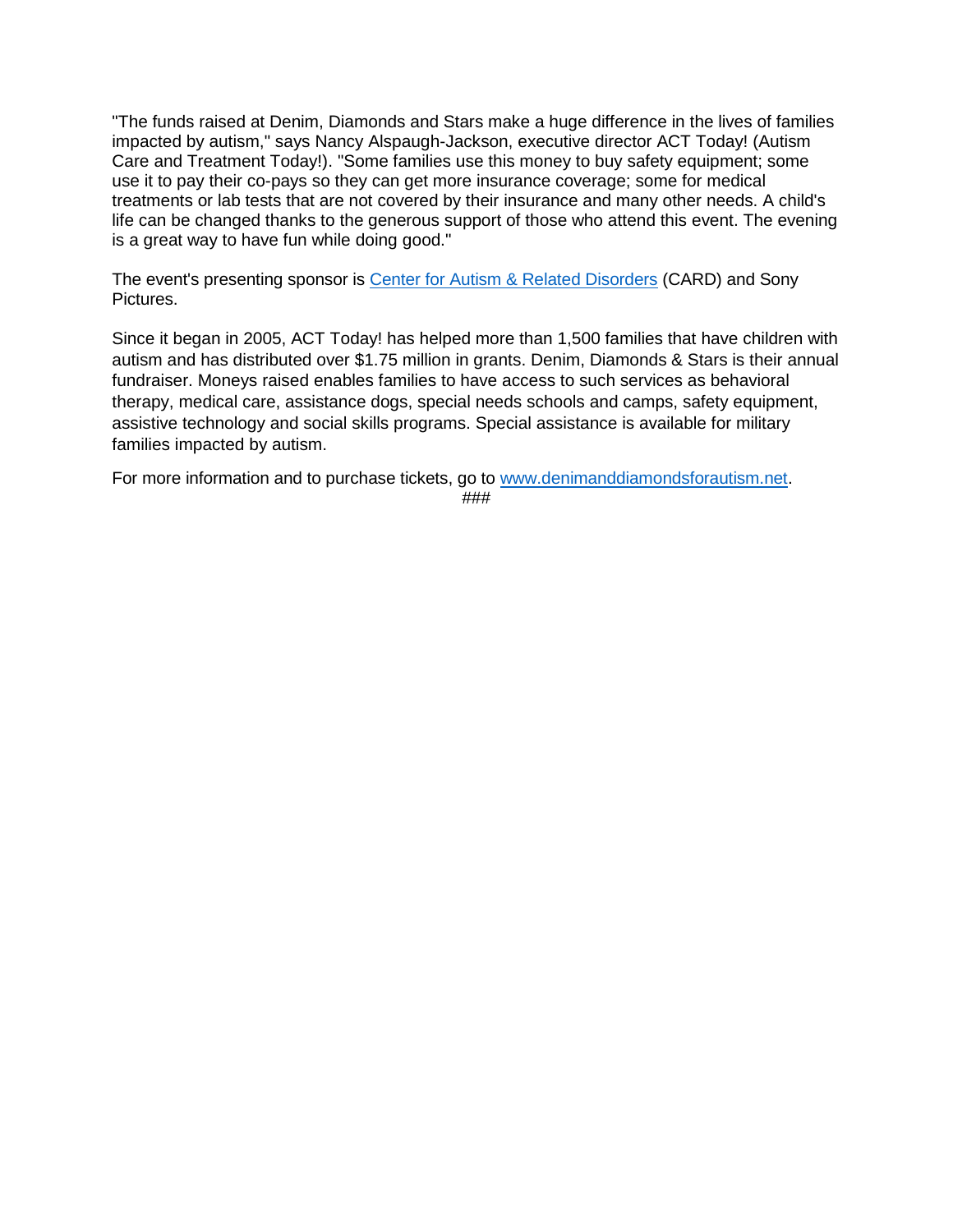"The funds raised at Denim, Diamonds and Stars make a huge difference in the lives of families impacted by autism," says Nancy Alspaugh-Jackson, executive director ACT Today! (Autism Care and Treatment Today!). "Some families use this money to buy safety equipment; some use it to pay their co-pays so they can get more insurance coverage; some for medical treatments or lab tests that are not covered by their insurance and many other needs. A child's life can be changed thanks to the generous support of those who attend this event. The evening is a great way to have fun while doing good."

The event's presenting sponsor is Center for Autism & Related Disorders (CARD) and Sony Pictures.

Since it began in 2005, ACT Today! has helped more than 1,500 families that have children with autism and has distributed over $1.75 million in grants. Denim, Diamonds & Stars is their annual fundraiser. Moneys raised enables families to have access to such services as behavioral therapy, medical care, assistance dogs, special needs schools and camps, safety equipment, assistive technology and social skills programs. Special assistance is available for military families impacted by autism.

For more information and to purchase tickets, go to www.denimanddiamondsforautism.net.

###